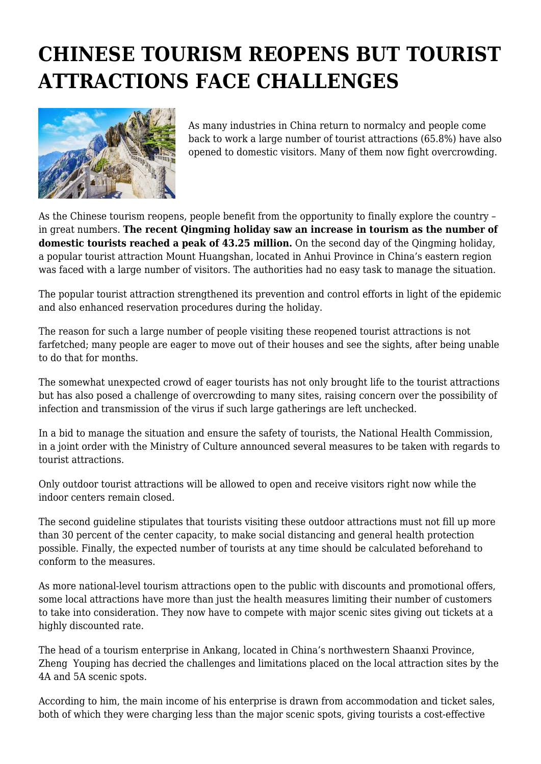# CHINESE TOURISM REOPENS BUT TOURIST ATTRACTIONS FACE CHALLENGES

As many industries in China return to normalcy and people come back to work a large number of tourist attractions (65.8%) have also opened to domestic visitors. Many of them now fight overcrowding.

As the Chinese tourism reopens, people benefit from the opportunity to finally explore the country – in great numbers. **The recent Qingming holiday saw an increase in tourism as the number of domestic tourists reached a peak of 43.25 million.** On the second day of the Qingming holiday, a popular tourist attraction Mount Huangshan, located in Anhui Province in China's eastern region was faced with a large number of visitors. The authorities had no easy task to manage the situation.

The popular tourist attraction strengthened its prevention and control efforts in light of the epidemic and also enhanced reservation procedures during the holiday.

The reason for such a large number of people visiting these reopened tourist attractions is not farfetched; many people are eager to move out of their houses and see the sights, after being unable to do that for months.

The somewhat unexpected crowd of eager tourists has not only brought life to the tourist attractions but has also posed a challenge of overcrowding to many sites, raising concern over the possibility of infection and transmission of the virus if such large gatherings are left unchecked.

In a bid to manage the situation and ensure the safety of tourists, the National Health Commission, in a joint order with the Ministry of Culture announced several measures to be taken with regards to tourist attractions.

Only outdoor tourist attractions will be allowed to open and receive visitors right now while the indoor centers remain closed.

The second guideline stipulates that tourists visiting these outdoor attractions must not fill up more than 30 percent of the center capacity, to make social distancing and general health protection possible. Finally, the expected number of tourists at any time should be calculated beforehand to conform to the measures.

As more national-level tourism attractions open to the public with discounts and promotional offers, some local attractions have more than just the health measures limiting their number of customers to take into consideration. They now have to compete with major scenic sites giving out tickets at a highly discounted rate.

The head of a tourism enterprise in Ankang, located in China's northwestern Shaanxi Province, Zheng Youping has decried the challenges and limitations placed on the local attraction sites by the 4A and 5A scenic spots.

According to him, the main income of his enterprise is drawn from accommodation and ticket sales, both of which they were charging less than the major scenic spots, giving tourists a cost-effective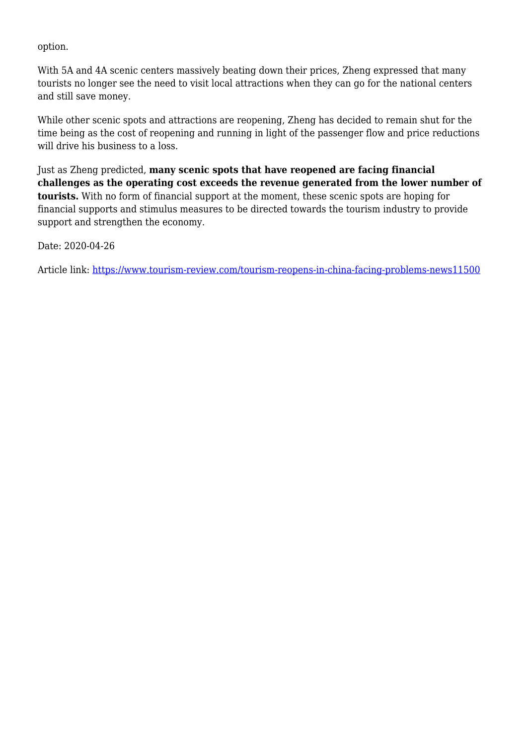option.

With 5A and 4A scenic centers massively beating down their prices, Zheng expressed that many tourists no longer see the need to visit local attractions when they can go for the national centers and still save money.

While other scenic spots and attractions are reopening, Zheng has decided to remain shut for the time being as the cost of reopening and running in light of the passenger flow and price reductions will drive his business to a loss.

Just as Zheng predicted, **many scenic spots that have reopened are facing financial challenges as the operating cost exceeds the revenue generated from the lower number of tourists.** With no form of financial support at the moment, these scenic spots are hoping for financial supports and stimulus measures to be directed towards the tourism industry to provide support and strengthen the economy.

Date: 2020-04-26

Article link: [https://www.tourism-review.com/tourism-reopens-in-china-facing-problems-news11500](https://www.tourism-review.com/tourism-reopens-in-china-facing-problems-news11500)